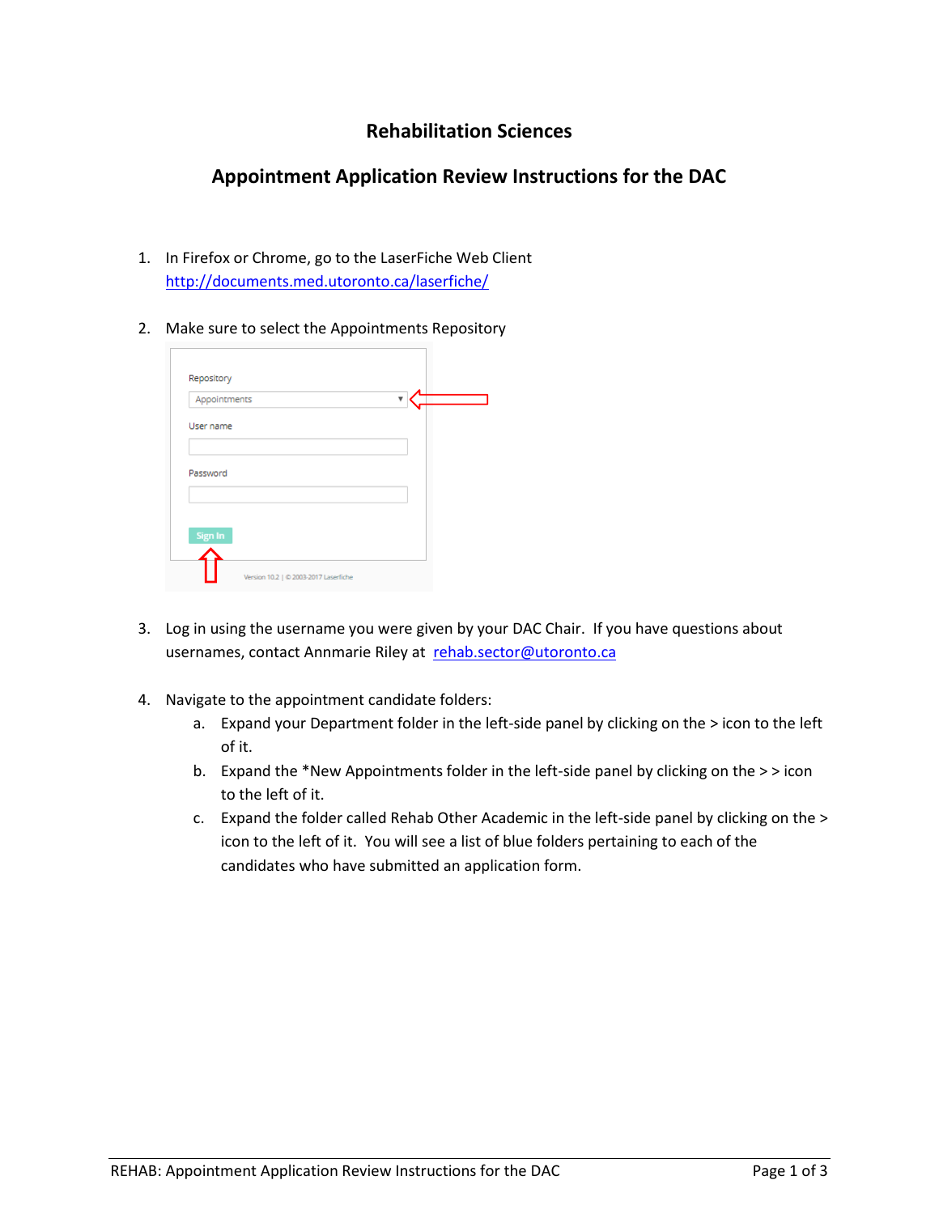# Rehabilitation Sciences

## Appointment Application Review Instructions for the DAC

1. In Firefox or Chrome, go to the LaserFiche Web Client http://documents.med.utoronto.ca/laserfiche/

2. Make sure to select the Appointments Repository

3. Log in using the username you were given by your DAC Chair. If you have questions about usernames, contact Annmarie Riley at rehab.sector@utoronto.ca

4. Navigate to the appointment candidate folders:
   a. Expand your Department folder in the left-side panel by clicking on the > icon to the left of it.
   b. Expand the *New Appointments folder in the left-side panel by clicking on the > > icon to the left of it.
   c. Expand the folder called Rehab Other Academic in the left-side panel by clicking on the > icon to the left of it. You will see a list of blue folders pertaining to each of the candidates who have submitted an application form.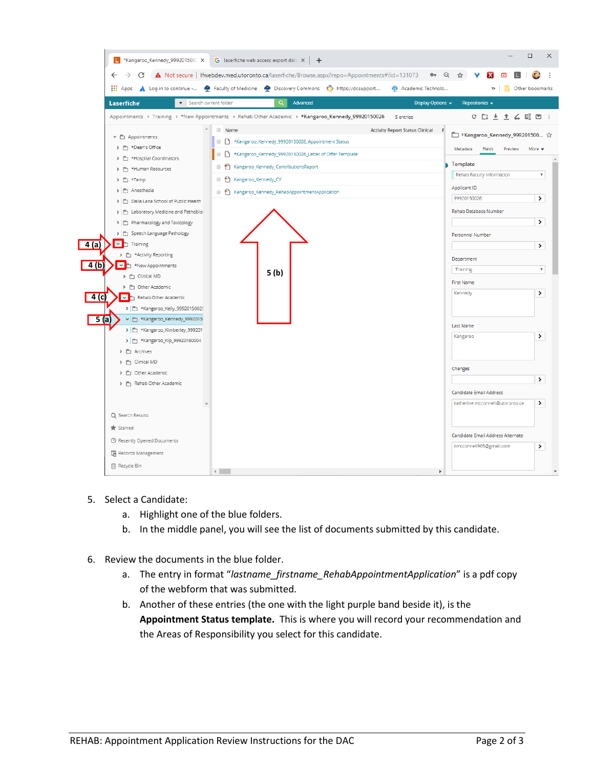5. Select a Candidate:
    a. Highlight one of the blue folders.
    b. In the middle panel, you will see the list of documents submitted by this candidate.

6. Review the documents in the blue folder.
    a. The entry in format “*lastname_firstname_RehabAppointmentApplication*” is a pdf copy of the webform that was submitted.
    b. Another of these entries (the one with the light purple band beside it), is the **Appointment Status template.** This is where you will record your recommendation and the Areas of Responsibility you select for this candidate.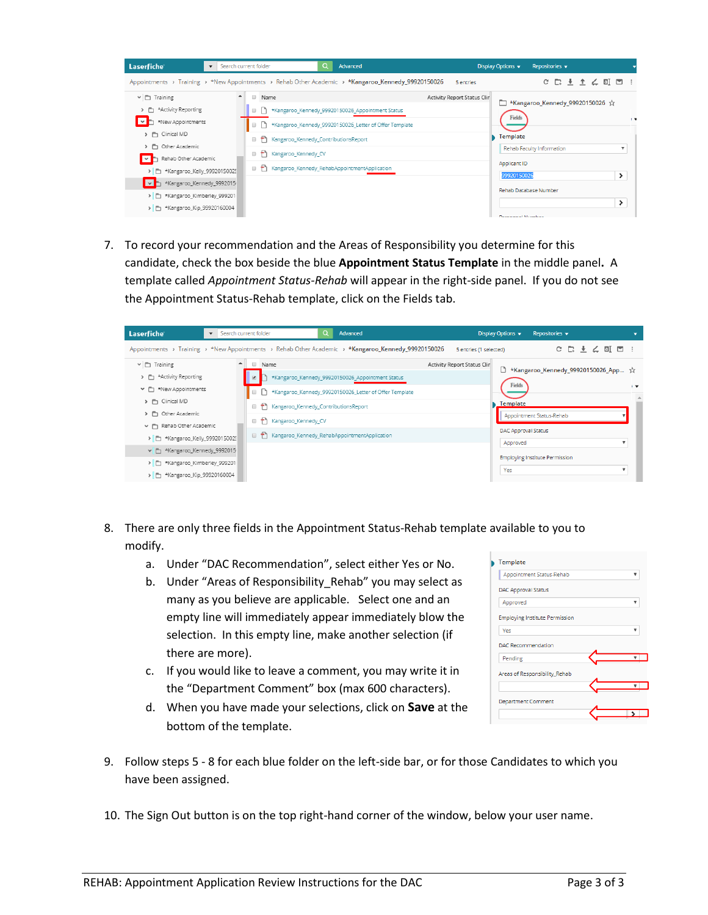7. To record your recommendation and the Areas of Responsibility you determine for this candidate, check the box beside the blue **Appointment Status Template** in the middle panel**.** A template called *Appointment Status-Rehab* will appear in the right-side panel. If you do not see the Appointment Status-Rehab template, click on the Fields tab.

8. There are only three fields in the Appointment Status-Rehab template available to you to modify.
   a. Under "DAC Recommendation", select either Yes or No.
   b. Under "Areas of Responsibility_Rehab" you may select as many as you believe are applicable. Select one and an empty line will immediately appear immediately blow the selection. In this empty line, make another selection (if there are more).
   c. If you would like to leave a comment, you may write it in the "Department Comment" box (max 600 characters).
   d. When you have made your selections, click on **Save** at the bottom of the template.

9. Follow steps 5 - 8 for each blue folder on the left-side bar, or for those Candidates to which you have been assigned.

10. The Sign Out button is on the top right-hand corner of the window, below your user name.